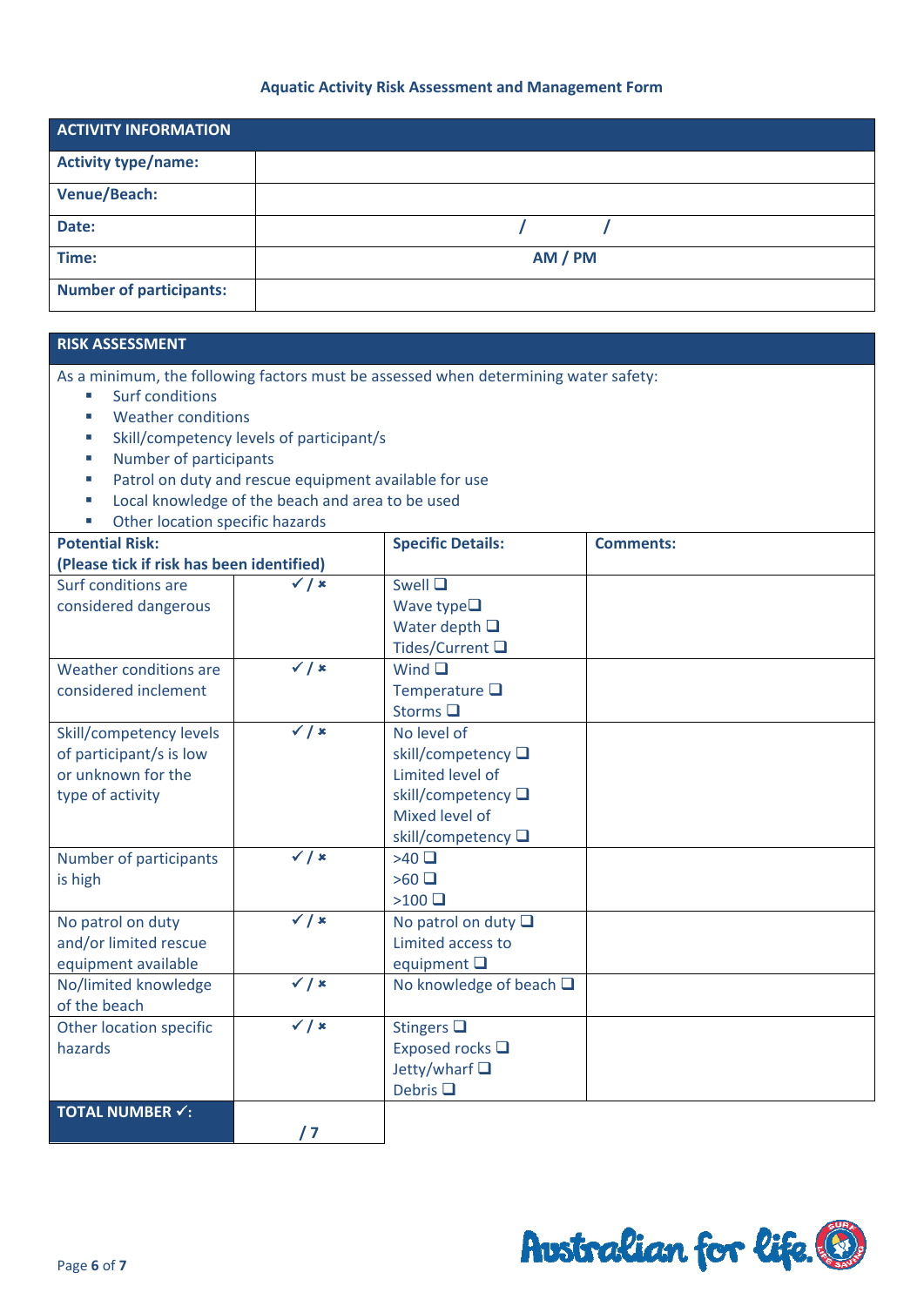## Aquatic Activity Risk Assessment and Management Form

| ACTIVITY INFORMATION | |
|---|---|
| **Activity type/name:** | |
| **Venue/Beach:** | |
| **Date:** | / / |
| **Time:** | AM / PM |
| **Number of participants:** | |

**RISK ASSESSMENT**

As a minimum, the following factors must be assessed when determining water safety:

- Surf conditions
- Weather conditions
- Skill/competency levels of participant/s
- Number of participants
- Patrol on duty and rescue equipment available for use
- Local knowledge of the beach and area to be used
- Other location specific hazards

| Potential Risk: (Please tick if risk has been identified) | | Specific Details: | Comments: |
|---|---|---|---|
| Surf conditions are considered dangerous | ✓ / ✗ | Swell ❑<br>Wave type❑<br>Water depth ❑<br>Tides/Current ❑ | |
| Weather conditions are considered inclement | ✓ / ✗ | Wind ❑<br>Temperature ❑<br>Storms ❑ | |
| Skill/competency levels of participant/s is low or unknown for the type of activity | ✓ / ✗ | No level of skill/competency ❑<br>Limited level of skill/competency ❑<br>Mixed level of skill/competency ❑ | |
| Number of participants is high | ✓ / ✗ | >40 ❑<br>>60 ❑<br>>100 ❑ | |
| No patrol on duty and/or limited rescue equipment available | ✓ / ✗ | No patrol on duty ❑<br>Limited access to equipment ❑ | |
| No/limited knowledge of the beach | ✓ / ✗ | No knowledge of beach ❑ | |
| Other location specific hazards | ✓ / ✗ | Stingers ❑<br>Exposed rocks ❑<br>Jetty/wharf ❑<br>Debris ❑ | |
| **TOTAL NUMBER ✓:** | **/ 7** | | |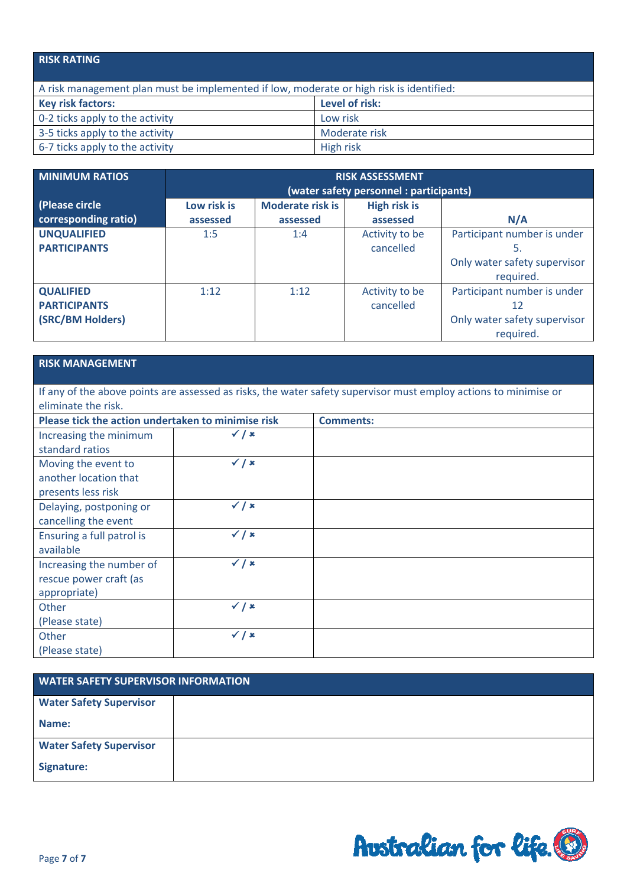| RISK RATING | |
|---|---|
| A risk management plan must be implemented if low, moderate or high risk is identified: | |
| **Key risk factors:** | **Level of risk:** |
| 0-2 ticks apply to the activity | Low risk |
| 3-5 ticks apply to the activity | Moderate risk |
| 6-7 ticks apply to the activity | High risk |

| MINIMUM RATIOS | RISK ASSESSMENT (water safety personnel : participants) | | | |
|---|---|---|---|---|
| **(Please circle corresponding ratio)** | **Low risk is assessed** | **Moderate risk is assessed** | **High risk is assessed** | **N/A** |
| **UNQUALIFIED PARTICIPANTS** | 1:5 | 1:4 | Activity to be cancelled | Participant number is under 5. Only water safety supervisor required. |
| **QUALIFIED PARTICIPANTS (SRC/BM Holders)** | 1:12 | 1:12 | Activity to be cancelled | Participant number is under 12 Only water safety supervisor required. |

| RISK MANAGEMENT | | |
|---|---|---|
| If any of the above points are assessed as risks, the water safety supervisor must employ actions to minimise or eliminate the risk. | | |
| **Please tick the action undertaken to minimise risk** | | **Comments:** |
| Increasing the minimum standard ratios | ✓ / ✗ | |
| Moving the event to another location that presents less risk | ✓ / ✗ | |
| Delaying, postponing or cancelling the event | ✓ / ✗ | |
| Ensuring a full patrol is available | ✓ / ✗ | |
| Increasing the number of rescue power craft (as appropriate) | ✓ / ✗ | |
| Other (Please state) | ✓ / ✗ | |
| Other (Please state) | ✓ / ✗ | |

| WATER SAFETY SUPERVISOR INFORMATION | |
|---|---|
| **Water Safety Supervisor Name:** | |
| **Water Safety Supervisor Signature:** | |

Australian for life.